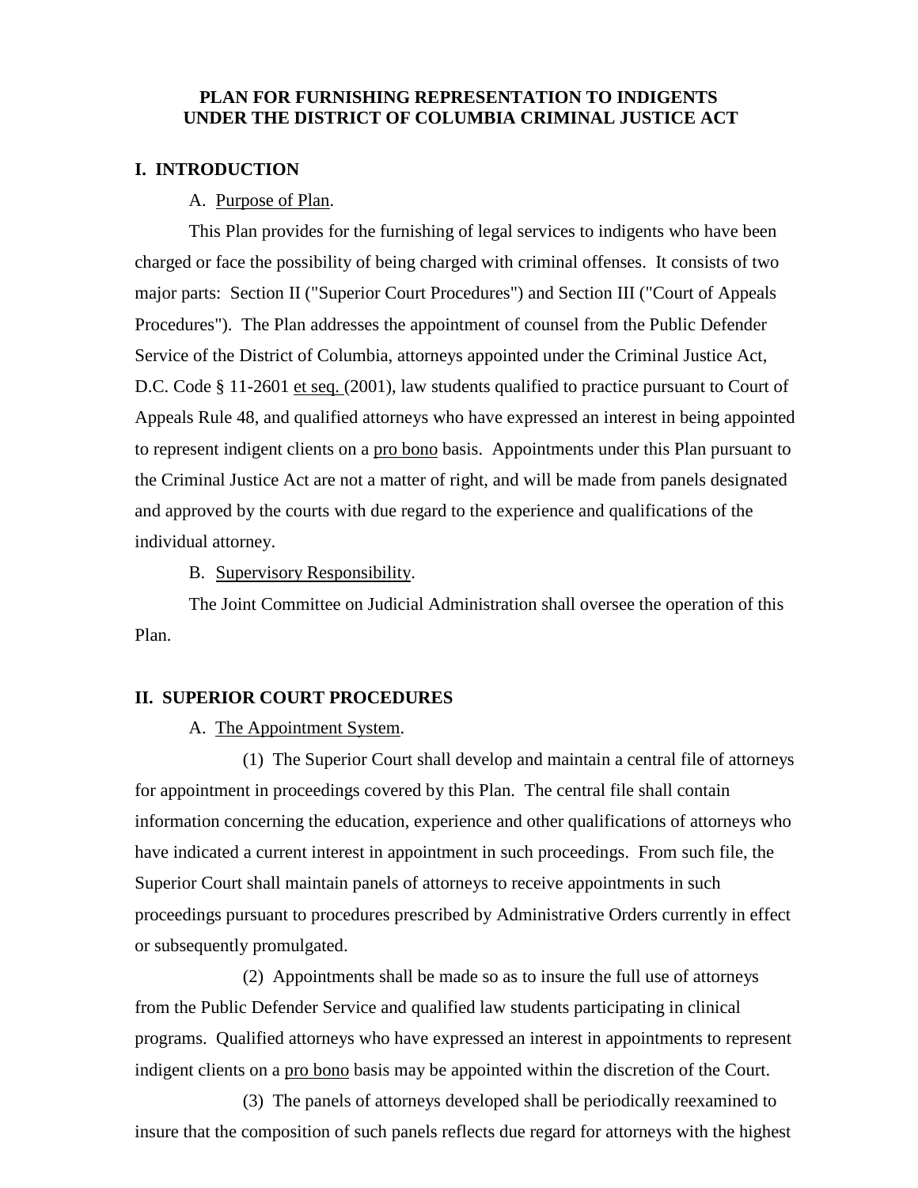# PLAN FOR FURNISHING REPRESENTATION TO INDIGENTS UNDER THE DISTRICT OF COLUMBIA CRIMINAL JUSTICE ACT

## I. INTRODUCTION

A. Purpose of Plan.

This Plan provides for the furnishing of legal services to indigents who have been charged or face the possibility of being charged with criminal offenses. It consists of two major parts: Section II ("Superior Court Procedures") and Section III ("Court of Appeals Procedures"). The Plan addresses the appointment of counsel from the Public Defender Service of the District of Columbia, attorneys appointed under the Criminal Justice Act, D.C. Code § 11-2601 *et seq.* (2001), law students qualified to practice pursuant to Court of Appeals Rule 48, and qualified attorneys who have expressed an interest in being appointed to represent indigent clients on a *pro bono* basis. Appointments under this Plan pursuant to the Criminal Justice Act are not a matter of right, and will be made from panels designated and approved by the courts with due regard to the experience and qualifications of the individual attorney.

B. Supervisory Responsibility.

The Joint Committee on Judicial Administration shall oversee the operation of this Plan.

## II. SUPERIOR COURT PROCEDURES

A. The Appointment System.

(1) The Superior Court shall develop and maintain a central file of attorneys for appointment in proceedings covered by this Plan. The central file shall contain information concerning the education, experience and other qualifications of attorneys who have indicated a current interest in appointment in such proceedings. From such file, the Superior Court shall maintain panels of attorneys to receive appointments in such proceedings pursuant to procedures prescribed by Administrative Orders currently in effect or subsequently promulgated.

(2) Appointments shall be made so as to insure the full use of attorneys from the Public Defender Service and qualified law students participating in clinical programs. Qualified attorneys who have expressed an interest in appointments to represent indigent clients on a *pro bono* basis may be appointed within the discretion of the Court.

(3) The panels of attorneys developed shall be periodically reexamined to insure that the composition of such panels reflects due regard for attorneys with the highest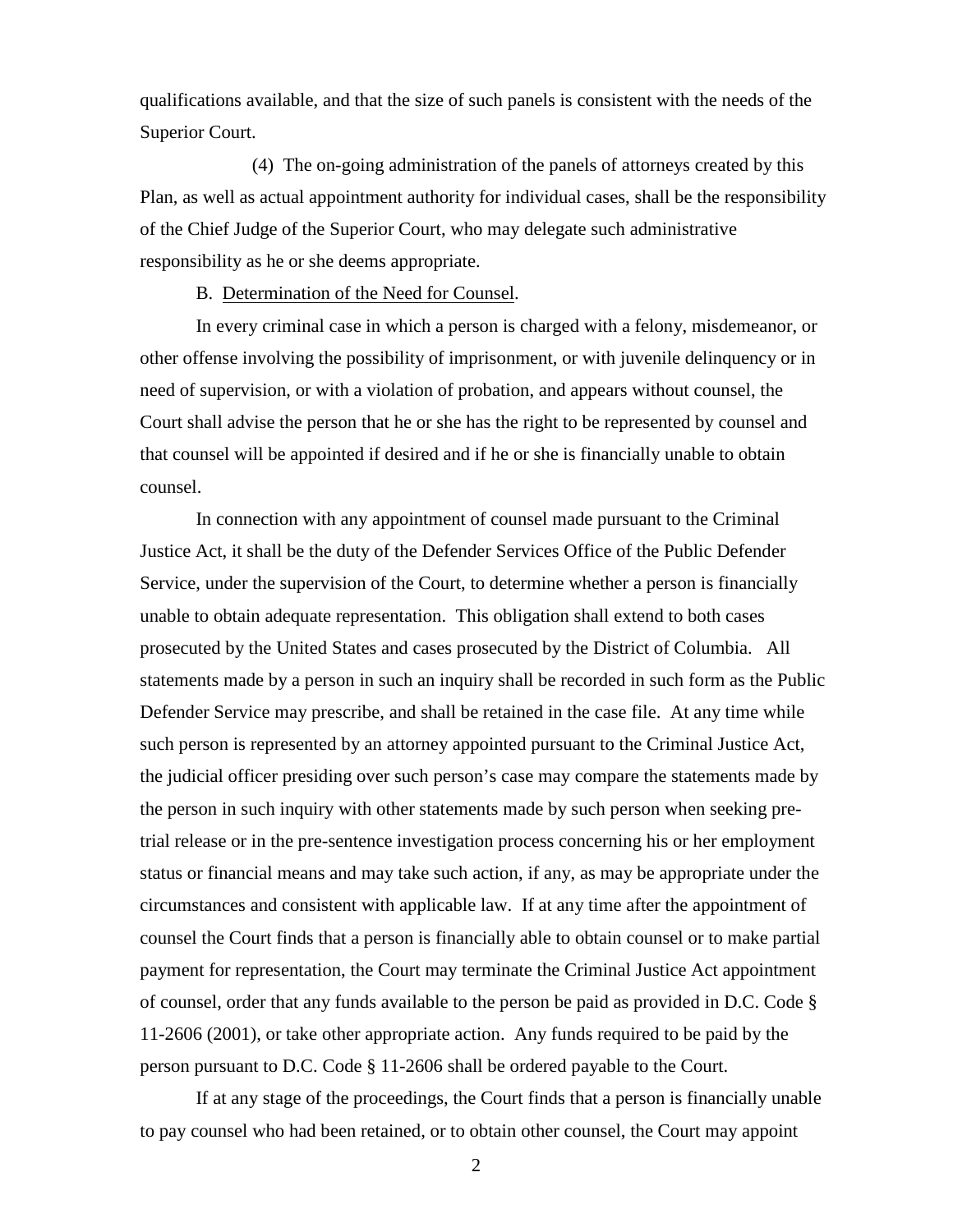qualifications available, and that the size of such panels is consistent with the needs of the Superior Court.

(4) The on-going administration of the panels of attorneys created by this Plan, as well as actual appointment authority for individual cases, shall be the responsibility of the Chief Judge of the Superior Court, who may delegate such administrative responsibility as he or she deems appropriate.

B. Determination of the Need for Counsel.

In every criminal case in which a person is charged with a felony, misdemeanor, or other offense involving the possibility of imprisonment, or with juvenile delinquency or in need of supervision, or with a violation of probation, and appears without counsel, the Court shall advise the person that he or she has the right to be represented by counsel and that counsel will be appointed if desired and if he or she is financially unable to obtain counsel.

In connection with any appointment of counsel made pursuant to the Criminal Justice Act, it shall be the duty of the Defender Services Office of the Public Defender Service, under the supervision of the Court, to determine whether a person is financially unable to obtain adequate representation. This obligation shall extend to both cases prosecuted by the United States and cases prosecuted by the District of Columbia. All statements made by a person in such an inquiry shall be recorded in such form as the Public Defender Service may prescribe, and shall be retained in the case file. At any time while such person is represented by an attorney appointed pursuant to the Criminal Justice Act, the judicial officer presiding over such person's case may compare the statements made by the person in such inquiry with other statements made by such person when seeking pre-trial release or in the pre-sentence investigation process concerning his or her employment status or financial means and may take such action, if any, as may be appropriate under the circumstances and consistent with applicable law. If at any time after the appointment of counsel the Court finds that a person is financially able to obtain counsel or to make partial payment for representation, the Court may terminate the Criminal Justice Act appointment of counsel, order that any funds available to the person be paid as provided in D.C. Code § 11-2606 (2001), or take other appropriate action. Any funds required to be paid by the person pursuant to D.C. Code § 11-2606 shall be ordered payable to the Court.

If at any stage of the proceedings, the Court finds that a person is financially unable to pay counsel who had been retained, or to obtain other counsel, the Court may appoint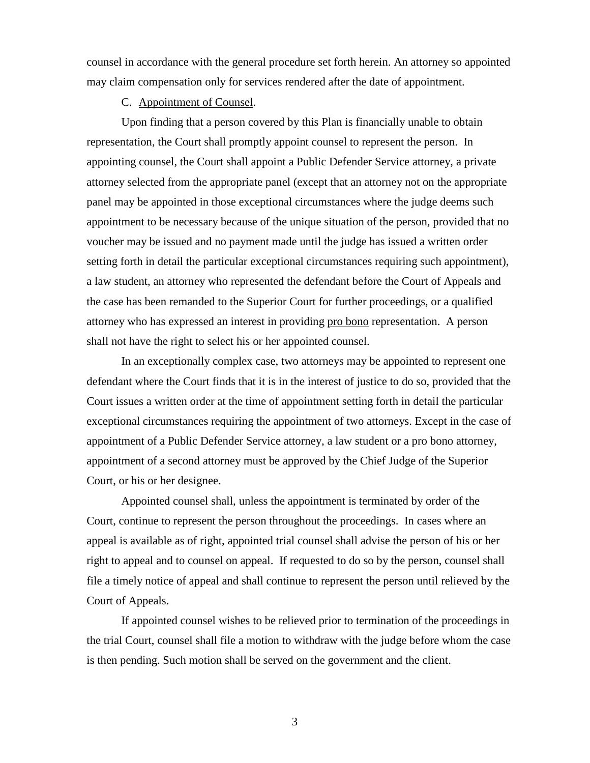counsel in accordance with the general procedure set forth herein. An attorney so appointed may claim compensation only for services rendered after the date of appointment.

C. Appointment of Counsel.

Upon finding that a person covered by this Plan is financially unable to obtain representation, the Court shall promptly appoint counsel to represent the person. In appointing counsel, the Court shall appoint a Public Defender Service attorney, a private attorney selected from the appropriate panel (except that an attorney not on the appropriate panel may be appointed in those exceptional circumstances where the judge deems such appointment to be necessary because of the unique situation of the person, provided that no voucher may be issued and no payment made until the judge has issued a written order setting forth in detail the particular exceptional circumstances requiring such appointment), a law student, an attorney who represented the defendant before the Court of Appeals and the case has been remanded to the Superior Court for further proceedings, or a qualified attorney who has expressed an interest in providing pro bono representation. A person shall not have the right to select his or her appointed counsel.

In an exceptionally complex case, two attorneys may be appointed to represent one defendant where the Court finds that it is in the interest of justice to do so, provided that the Court issues a written order at the time of appointment setting forth in detail the particular exceptional circumstances requiring the appointment of two attorneys. Except in the case of appointment of a Public Defender Service attorney, a law student or a pro bono attorney, appointment of a second attorney must be approved by the Chief Judge of the Superior Court, or his or her designee.

Appointed counsel shall, unless the appointment is terminated by order of the Court, continue to represent the person throughout the proceedings. In cases where an appeal is available as of right, appointed trial counsel shall advise the person of his or her right to appeal and to counsel on appeal. If requested to do so by the person, counsel shall file a timely notice of appeal and shall continue to represent the person until relieved by the Court of Appeals.

If appointed counsel wishes to be relieved prior to termination of the proceedings in the trial Court, counsel shall file a motion to withdraw with the judge before whom the case is then pending. Such motion shall be served on the government and the client.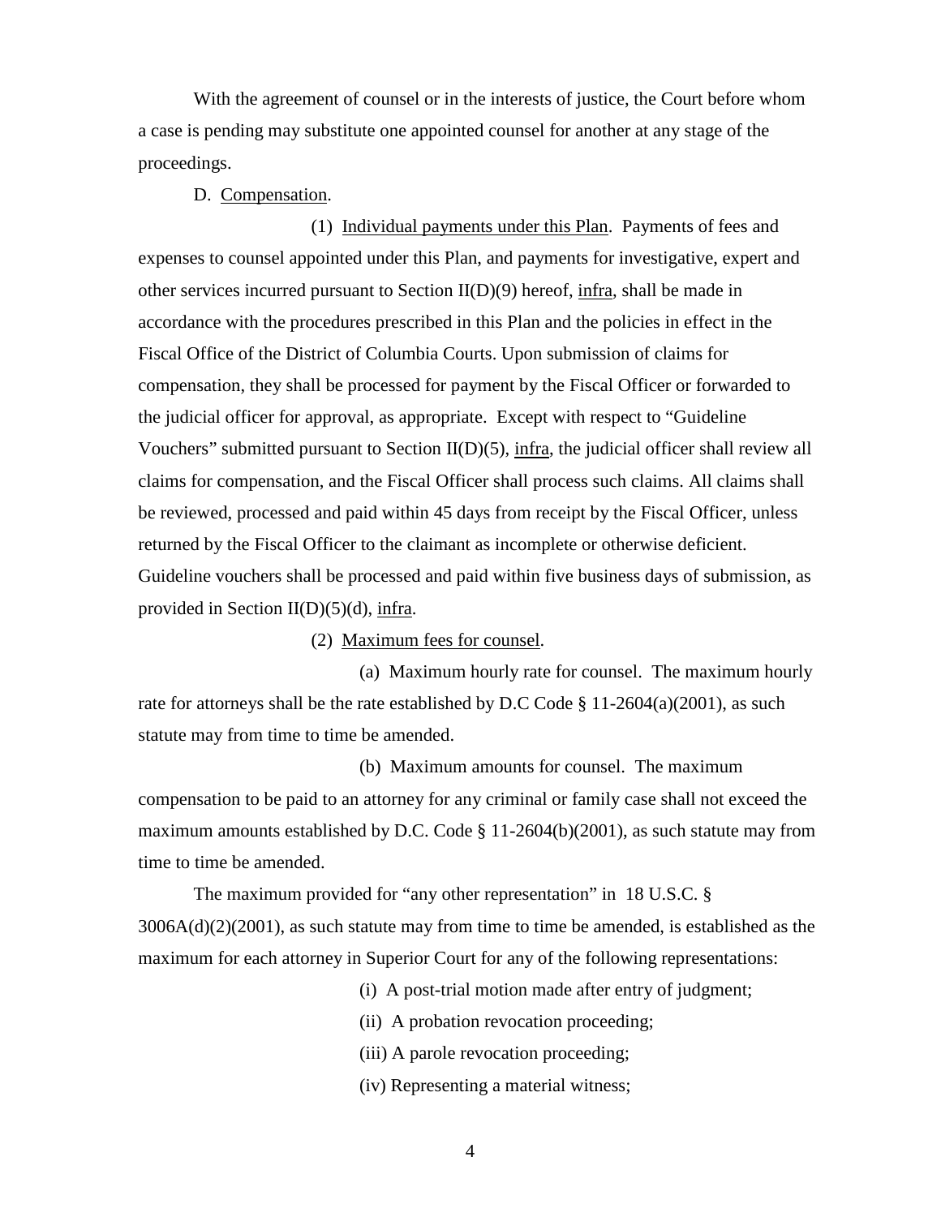With the agreement of counsel or in the interests of justice, the Court before whom a case is pending may substitute one appointed counsel for another at any stage of the proceedings.

D. Compensation.

(1) Individual payments under this Plan. Payments of fees and expenses to counsel appointed under this Plan, and payments for investigative, expert and other services incurred pursuant to Section II(D)(9) hereof, infra, shall be made in accordance with the procedures prescribed in this Plan and the policies in effect in the Fiscal Office of the District of Columbia Courts. Upon submission of claims for compensation, they shall be processed for payment by the Fiscal Officer or forwarded to the judicial officer for approval, as appropriate. Except with respect to "Guideline Vouchers" submitted pursuant to Section II(D)(5), infra, the judicial officer shall review all claims for compensation, and the Fiscal Officer shall process such claims. All claims shall be reviewed, processed and paid within 45 days from receipt by the Fiscal Officer, unless returned by the Fiscal Officer to the claimant as incomplete or otherwise deficient. Guideline vouchers shall be processed and paid within five business days of submission, as provided in Section II(D)(5)(d), infra.

(2) Maximum fees for counsel.

(a) Maximum hourly rate for counsel. The maximum hourly rate for attorneys shall be the rate established by D.C Code § 11-2604(a)(2001), as such statute may from time to time be amended.

(b) Maximum amounts for counsel. The maximum compensation to be paid to an attorney for any criminal or family case shall not exceed the maximum amounts established by D.C. Code § 11-2604(b)(2001), as such statute may from time to time be amended.

The maximum provided for "any other representation" in 18 U.S.C. § 3006A(d)(2)(2001), as such statute may from time to time be amended, is established as the maximum for each attorney in Superior Court for any of the following representations:

(i) A post-trial motion made after entry of judgment;

(ii) A probation revocation proceeding;

(iii) A parole revocation proceeding;

(iv) Representing a material witness;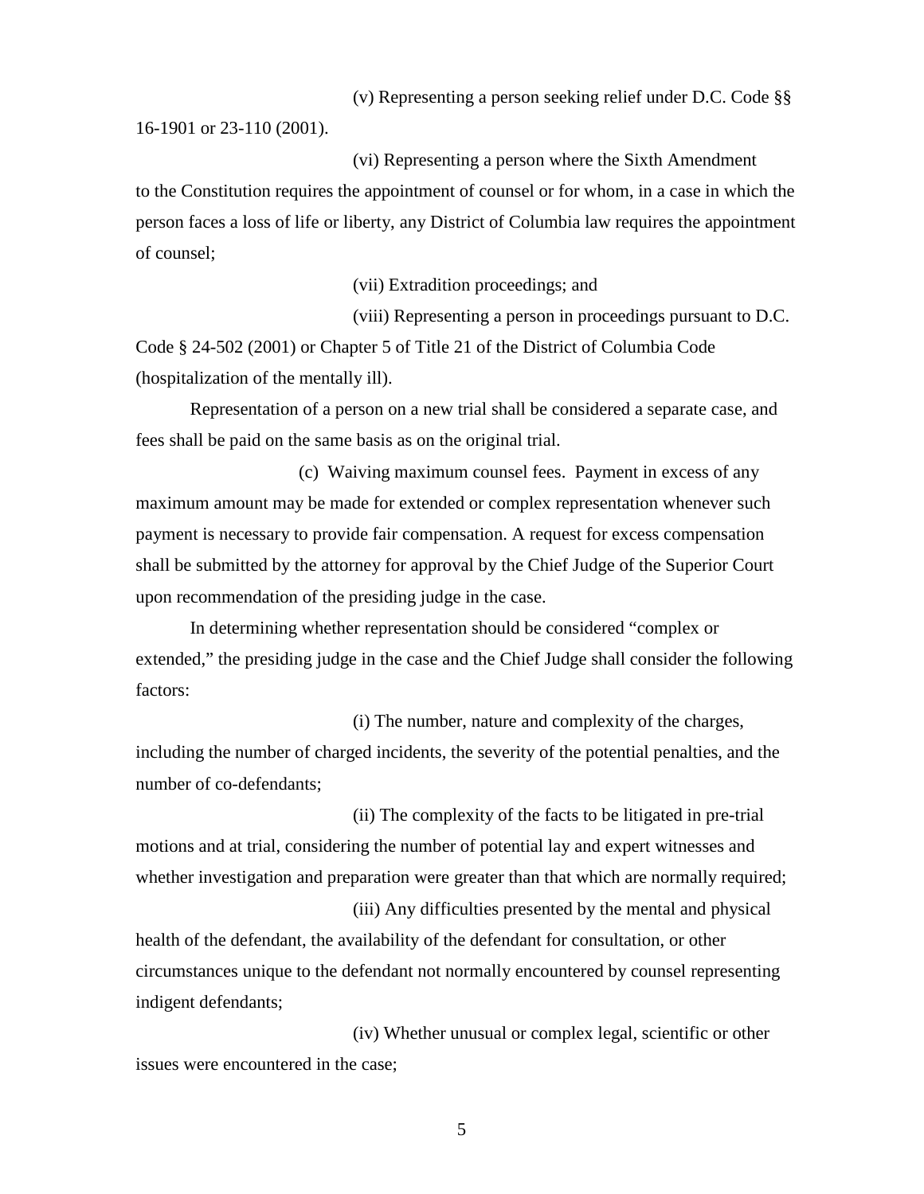(v) Representing a person seeking relief under D.C. Code §§ 16-1901 or 23-110 (2001).

(vi) Representing a person where the Sixth Amendment to the Constitution requires the appointment of counsel or for whom, in a case in which the person faces a loss of life or liberty, any District of Columbia law requires the appointment of counsel;

(vii) Extradition proceedings; and

(viii) Representing a person in proceedings pursuant to D.C. Code § 24-502 (2001) or Chapter 5 of Title 21 of the District of Columbia Code (hospitalization of the mentally ill).

Representation of a person on a new trial shall be considered a separate case, and fees shall be paid on the same basis as on the original trial.

(c) Waiving maximum counsel fees. Payment in excess of any maximum amount may be made for extended or complex representation whenever such payment is necessary to provide fair compensation. A request for excess compensation shall be submitted by the attorney for approval by the Chief Judge of the Superior Court upon recommendation of the presiding judge in the case.

In determining whether representation should be considered "complex or extended," the presiding judge in the case and the Chief Judge shall consider the following factors:

(i) The number, nature and complexity of the charges, including the number of charged incidents, the severity of the potential penalties, and the number of co-defendants;

(ii) The complexity of the facts to be litigated in pre-trial motions and at trial, considering the number of potential lay and expert witnesses and whether investigation and preparation were greater than that which are normally required;

(iii) Any difficulties presented by the mental and physical health of the defendant, the availability of the defendant for consultation, or other circumstances unique to the defendant not normally encountered by counsel representing indigent defendants;

(iv) Whether unusual or complex legal, scientific or other issues were encountered in the case;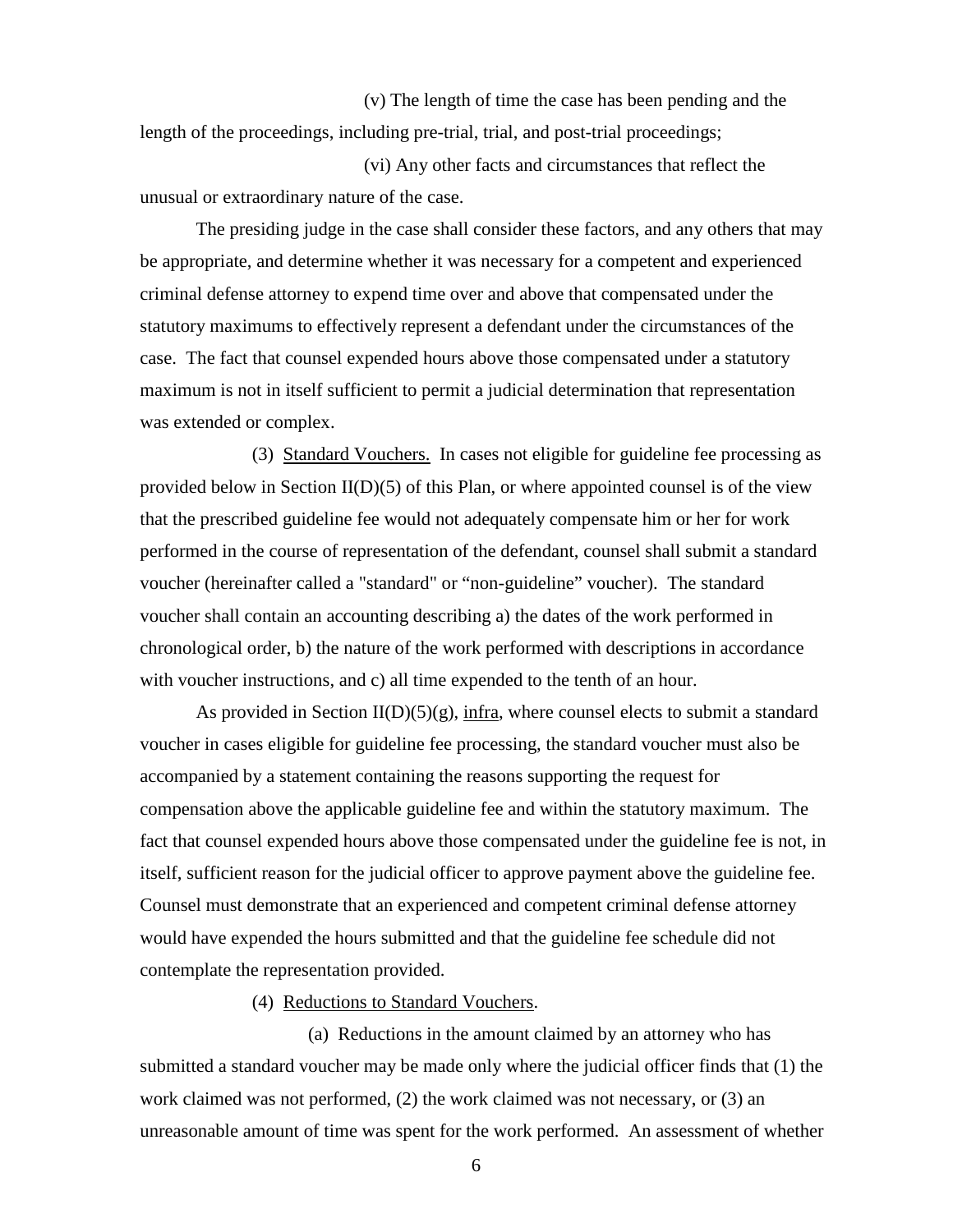(v) The length of time the case has been pending and the length of the proceedings, including pre-trial, trial, and post-trial proceedings;

(vi) Any other facts and circumstances that reflect the unusual or extraordinary nature of the case.

The presiding judge in the case shall consider these factors, and any others that may be appropriate, and determine whether it was necessary for a competent and experienced criminal defense attorney to expend time over and above that compensated under the statutory maximums to effectively represent a defendant under the circumstances of the case. The fact that counsel expended hours above those compensated under a statutory maximum is not in itself sufficient to permit a judicial determination that representation was extended or complex.

(3) Standard Vouchers. In cases not eligible for guideline fee processing as provided below in Section II(D)(5) of this Plan, or where appointed counsel is of the view that the prescribed guideline fee would not adequately compensate him or her for work performed in the course of representation of the defendant, counsel shall submit a standard voucher (hereinafter called a "standard" or "non-guideline" voucher). The standard voucher shall contain an accounting describing a) the dates of the work performed in chronological order, b) the nature of the work performed with descriptions in accordance with voucher instructions, and c) all time expended to the tenth of an hour.

As provided in Section II(D)(5)(g), infra, where counsel elects to submit a standard voucher in cases eligible for guideline fee processing, the standard voucher must also be accompanied by a statement containing the reasons supporting the request for compensation above the applicable guideline fee and within the statutory maximum. The fact that counsel expended hours above those compensated under the guideline fee is not, in itself, sufficient reason for the judicial officer to approve payment above the guideline fee. Counsel must demonstrate that an experienced and competent criminal defense attorney would have expended the hours submitted and that the guideline fee schedule did not contemplate the representation provided.

(4) Reductions to Standard Vouchers.

(a) Reductions in the amount claimed by an attorney who has submitted a standard voucher may be made only where the judicial officer finds that (1) the work claimed was not performed, (2) the work claimed was not necessary, or (3) an unreasonable amount of time was spent for the work performed. An assessment of whether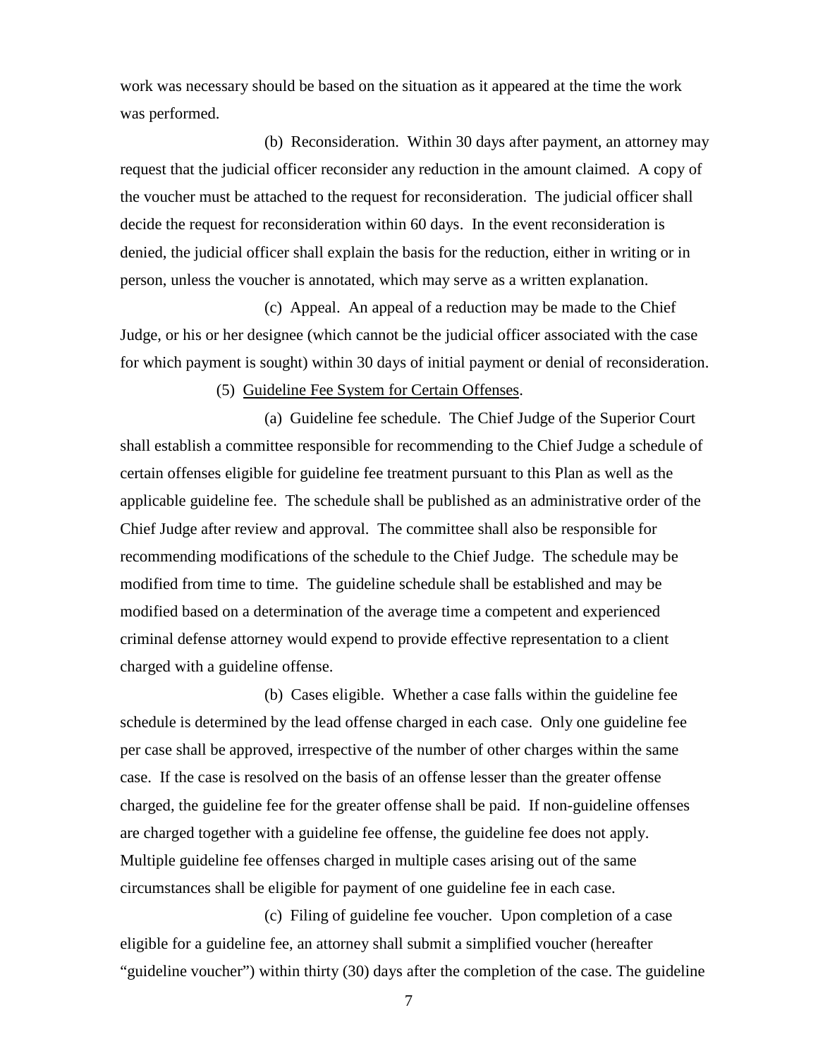work was necessary should be based on the situation as it appeared at the time the work was performed.

(b) Reconsideration. Within 30 days after payment, an attorney may request that the judicial officer reconsider any reduction in the amount claimed. A copy of the voucher must be attached to the request for reconsideration. The judicial officer shall decide the request for reconsideration within 60 days. In the event reconsideration is denied, the judicial officer shall explain the basis for the reduction, either in writing or in person, unless the voucher is annotated, which may serve as a written explanation.

(c) Appeal. An appeal of a reduction may be made to the Chief Judge, or his or her designee (which cannot be the judicial officer associated with the case for which payment is sought) within 30 days of initial payment or denial of reconsideration.

(5) Guideline Fee System for Certain Offenses.

(a) Guideline fee schedule. The Chief Judge of the Superior Court shall establish a committee responsible for recommending to the Chief Judge a schedule of certain offenses eligible for guideline fee treatment pursuant to this Plan as well as the applicable guideline fee. The schedule shall be published as an administrative order of the Chief Judge after review and approval. The committee shall also be responsible for recommending modifications of the schedule to the Chief Judge. The schedule may be modified from time to time. The guideline schedule shall be established and may be modified based on a determination of the average time a competent and experienced criminal defense attorney would expend to provide effective representation to a client charged with a guideline offense.

(b) Cases eligible. Whether a case falls within the guideline fee schedule is determined by the lead offense charged in each case. Only one guideline fee per case shall be approved, irrespective of the number of other charges within the same case. If the case is resolved on the basis of an offense lesser than the greater offense charged, the guideline fee for the greater offense shall be paid. If non-guideline offenses are charged together with a guideline fee offense, the guideline fee does not apply. Multiple guideline fee offenses charged in multiple cases arising out of the same circumstances shall be eligible for payment of one guideline fee in each case.

(c) Filing of guideline fee voucher. Upon completion of a case eligible for a guideline fee, an attorney shall submit a simplified voucher (hereafter "guideline voucher") within thirty (30) days after the completion of the case. The guideline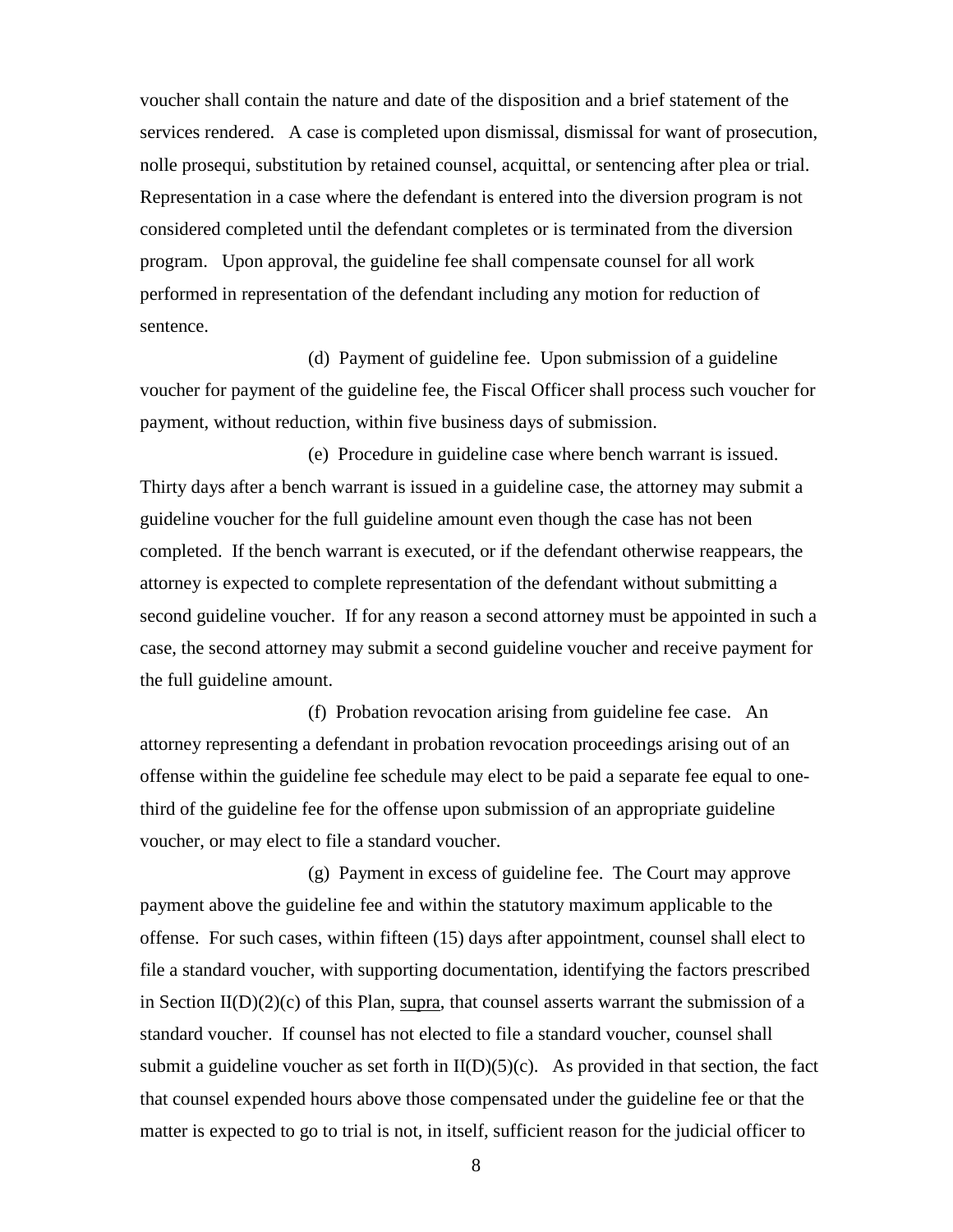voucher shall contain the nature and date of the disposition and a brief statement of the services rendered. A case is completed upon dismissal, dismissal for want of prosecution, nolle prosequi, substitution by retained counsel, acquittal, or sentencing after plea or trial. Representation in a case where the defendant is entered into the diversion program is not considered completed until the defendant completes or is terminated from the diversion program. Upon approval, the guideline fee shall compensate counsel for all work performed in representation of the defendant including any motion for reduction of sentence.

(d) Payment of guideline fee. Upon submission of a guideline voucher for payment of the guideline fee, the Fiscal Officer shall process such voucher for payment, without reduction, within five business days of submission.

(e) Procedure in guideline case where bench warrant is issued. Thirty days after a bench warrant is issued in a guideline case, the attorney may submit a guideline voucher for the full guideline amount even though the case has not been completed. If the bench warrant is executed, or if the defendant otherwise reappears, the attorney is expected to complete representation of the defendant without submitting a second guideline voucher. If for any reason a second attorney must be appointed in such a case, the second attorney may submit a second guideline voucher and receive payment for the full guideline amount.

(f) Probation revocation arising from guideline fee case. An attorney representing a defendant in probation revocation proceedings arising out of an offense within the guideline fee schedule may elect to be paid a separate fee equal to one-third of the guideline fee for the offense upon submission of an appropriate guideline voucher, or may elect to file a standard voucher.

(g) Payment in excess of guideline fee. The Court may approve payment above the guideline fee and within the statutory maximum applicable to the offense. For such cases, within fifteen (15) days after appointment, counsel shall elect to file a standard voucher, with supporting documentation, identifying the factors prescribed in Section II(D)(2)(c) of this Plan, supra, that counsel asserts warrant the submission of a standard voucher. If counsel has not elected to file a standard voucher, counsel shall submit a guideline voucher as set forth in II(D)(5)(c). As provided in that section, the fact that counsel expended hours above those compensated under the guideline fee or that the matter is expected to go to trial is not, in itself, sufficient reason for the judicial officer to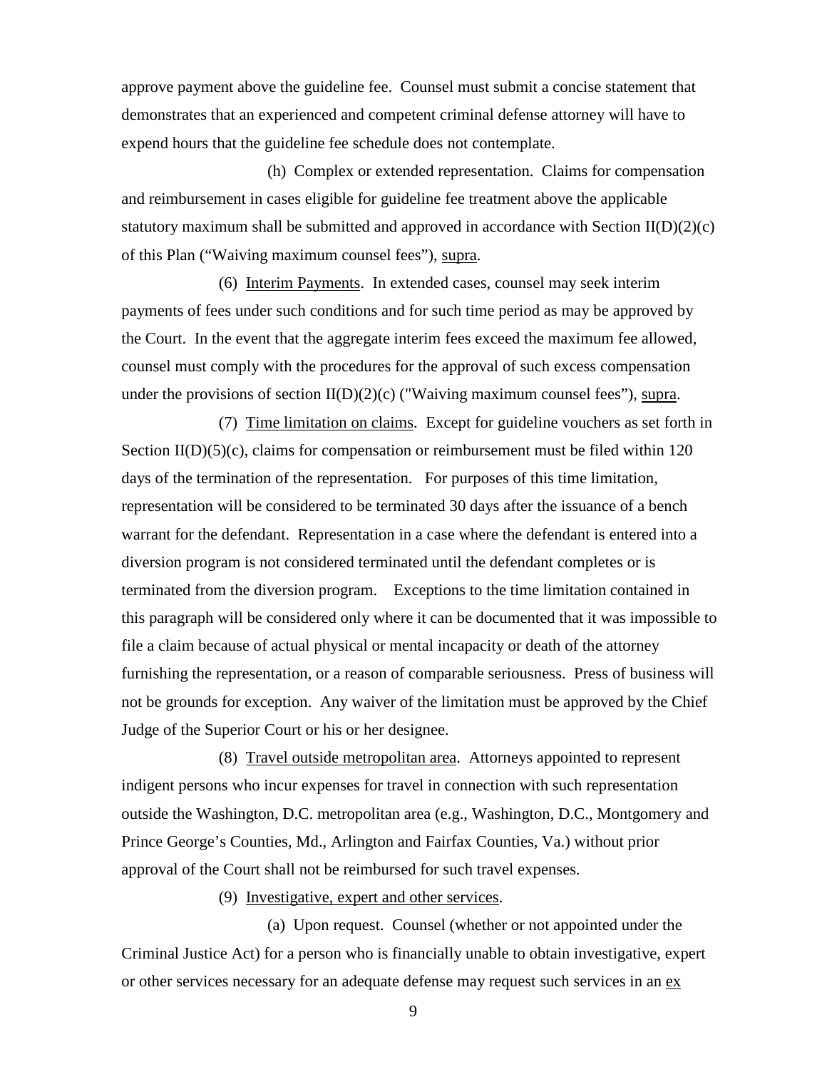approve payment above the guideline fee. Counsel must submit a concise statement that demonstrates that an experienced and competent criminal defense attorney will have to expend hours that the guideline fee schedule does not contemplate.

(h) Complex or extended representation. Claims for compensation and reimbursement in cases eligible for guideline fee treatment above the applicable statutory maximum shall be submitted and approved in accordance with Section II(D)(2)(c) of this Plan ("Waiving maximum counsel fees"), <u>supra</u>.

(6) <u>Interim Payments</u>. In extended cases, counsel may seek interim payments of fees under such conditions and for such time period as may be approved by the Court. In the event that the aggregate interim fees exceed the maximum fee allowed, counsel must comply with the procedures for the approval of such excess compensation under the provisions of section II(D)(2)(c) ("Waiving maximum counsel fees"), <u>supra</u>.

(7) <u>Time limitation on claims</u>. Except for guideline vouchers as set forth in Section II(D)(5)(c), claims for compensation or reimbursement must be filed within 120 days of the termination of the representation. For purposes of this time limitation, representation will be considered to be terminated 30 days after the issuance of a bench warrant for the defendant. Representation in a case where the defendant is entered into a diversion program is not considered terminated until the defendant completes or is terminated from the diversion program. Exceptions to the time limitation contained in this paragraph will be considered only where it can be documented that it was impossible to file a claim because of actual physical or mental incapacity or death of the attorney furnishing the representation, or a reason of comparable seriousness. Press of business will not be grounds for exception. Any waiver of the limitation must be approved by the Chief Judge of the Superior Court or his or her designee.

(8) <u>Travel outside metropolitan area</u>. Attorneys appointed to represent indigent persons who incur expenses for travel in connection with such representation outside the Washington, D.C. metropolitan area (e.g., Washington, D.C., Montgomery and Prince George's Counties, Md., Arlington and Fairfax Counties, Va.) without prior approval of the Court shall not be reimbursed for such travel expenses.

(9) <u>Investigative, expert and other services</u>.

(a) Upon request. Counsel (whether or not appointed under the Criminal Justice Act) for a person who is financially unable to obtain investigative, expert or other services necessary for an adequate defense may request such services in an <u>ex</u>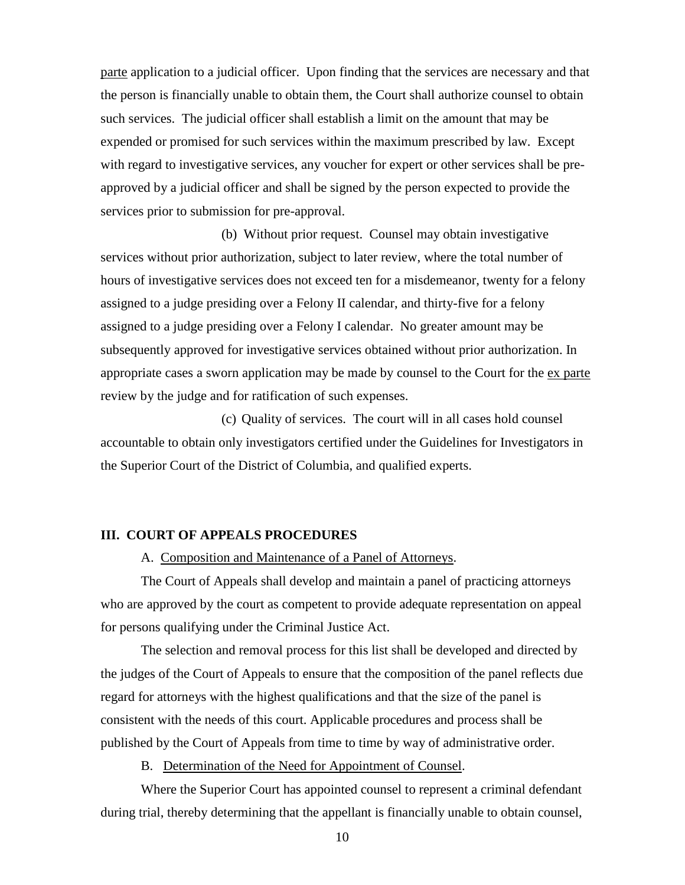parte application to a judicial officer. Upon finding that the services are necessary and that the person is financially unable to obtain them, the Court shall authorize counsel to obtain such services. The judicial officer shall establish a limit on the amount that may be expended or promised for such services within the maximum prescribed by law. Except with regard to investigative services, any voucher for expert or other services shall be pre-approved by a judicial officer and shall be signed by the person expected to provide the services prior to submission for pre-approval.

(b) Without prior request. Counsel may obtain investigative services without prior authorization, subject to later review, where the total number of hours of investigative services does not exceed ten for a misdemeanor, twenty for a felony assigned to a judge presiding over a Felony II calendar, and thirty-five for a felony assigned to a judge presiding over a Felony I calendar. No greater amount may be subsequently approved for investigative services obtained without prior authorization. In appropriate cases a sworn application may be made by counsel to the Court for the ex parte review by the judge and for ratification of such expenses.

(c) Quality of services. The court will in all cases hold counsel accountable to obtain only investigators certified under the Guidelines for Investigators in the Superior Court of the District of Columbia, and qualified experts.

## III. COURT OF APPEALS PROCEDURES

A. Composition and Maintenance of a Panel of Attorneys.

The Court of Appeals shall develop and maintain a panel of practicing attorneys who are approved by the court as competent to provide adequate representation on appeal for persons qualifying under the Criminal Justice Act.

The selection and removal process for this list shall be developed and directed by the judges of the Court of Appeals to ensure that the composition of the panel reflects due regard for attorneys with the highest qualifications and that the size of the panel is consistent with the needs of this court. Applicable procedures and process shall be published by the Court of Appeals from time to time by way of administrative order.

B. Determination of the Need for Appointment of Counsel.

Where the Superior Court has appointed counsel to represent a criminal defendant during trial, thereby determining that the appellant is financially unable to obtain counsel,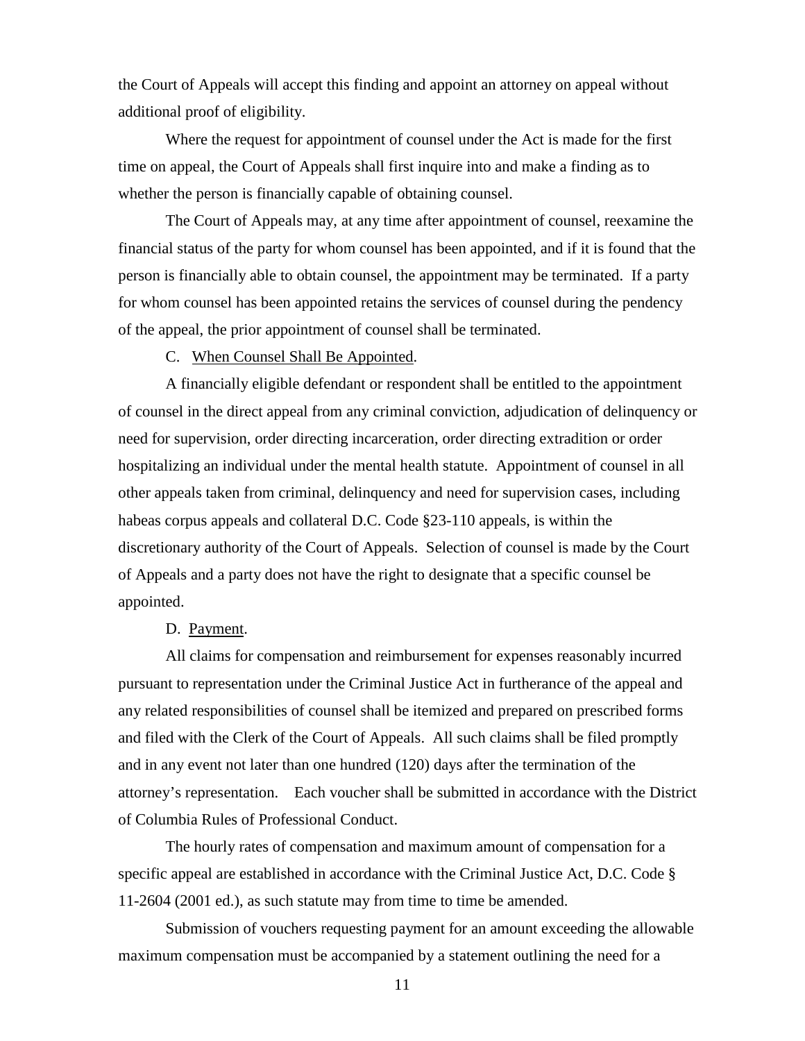the Court of Appeals will accept this finding and appoint an attorney on appeal without additional proof of eligibility.

Where the request for appointment of counsel under the Act is made for the first time on appeal, the Court of Appeals shall first inquire into and make a finding as to whether the person is financially capable of obtaining counsel.

The Court of Appeals may, at any time after appointment of counsel, reexamine the financial status of the party for whom counsel has been appointed, and if it is found that the person is financially able to obtain counsel, the appointment may be terminated. If a party for whom counsel has been appointed retains the services of counsel during the pendency of the appeal, the prior appointment of counsel shall be terminated.

C. When Counsel Shall Be Appointed.

A financially eligible defendant or respondent shall be entitled to the appointment of counsel in the direct appeal from any criminal conviction, adjudication of delinquency or need for supervision, order directing incarceration, order directing extradition or order hospitalizing an individual under the mental health statute. Appointment of counsel in all other appeals taken from criminal, delinquency and need for supervision cases, including habeas corpus appeals and collateral D.C. Code §23-110 appeals, is within the discretionary authority of the Court of Appeals. Selection of counsel is made by the Court of Appeals and a party does not have the right to designate that a specific counsel be appointed.

D. Payment.

All claims for compensation and reimbursement for expenses reasonably incurred pursuant to representation under the Criminal Justice Act in furtherance of the appeal and any related responsibilities of counsel shall be itemized and prepared on prescribed forms and filed with the Clerk of the Court of Appeals. All such claims shall be filed promptly and in any event not later than one hundred (120) days after the termination of the attorney's representation. Each voucher shall be submitted in accordance with the District of Columbia Rules of Professional Conduct.

The hourly rates of compensation and maximum amount of compensation for a specific appeal are established in accordance with the Criminal Justice Act, D.C. Code § 11-2604 (2001 ed.), as such statute may from time to time be amended.

Submission of vouchers requesting payment for an amount exceeding the allowable maximum compensation must be accompanied by a statement outlining the need for a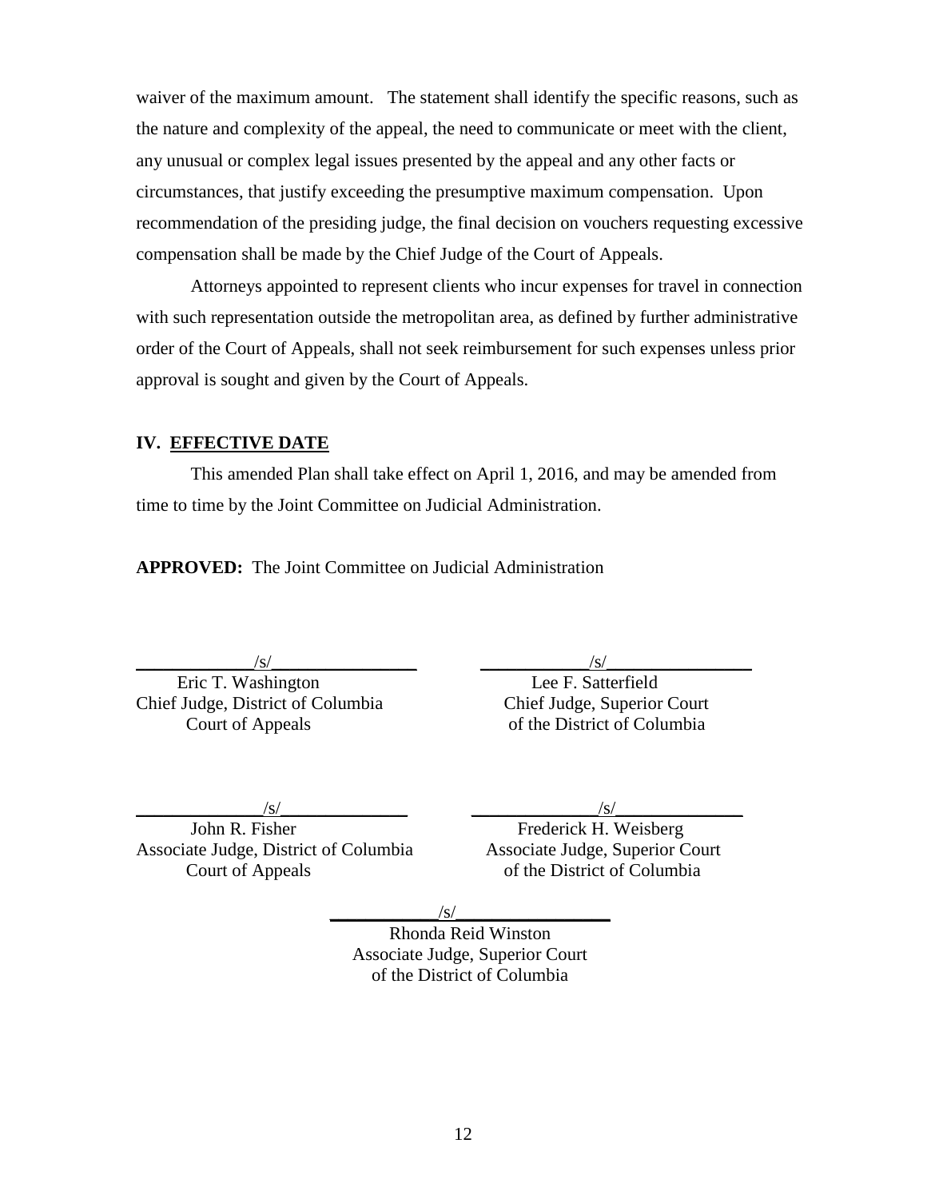waiver of the maximum amount. The statement shall identify the specific reasons, such as the nature and complexity of the appeal, the need to communicate or meet with the client, any unusual or complex legal issues presented by the appeal and any other facts or circumstances, that justify exceeding the presumptive maximum compensation. Upon recommendation of the presiding judge, the final decision on vouchers requesting excessive compensation shall be made by the Chief Judge of the Court of Appeals.

Attorneys appointed to represent clients who incur expenses for travel in connection with such representation outside the metropolitan area, as defined by further administrative order of the Court of Appeals, shall not seek reimbursement for such expenses unless prior approval is sought and given by the Court of Appeals.

### IV. EFFECTIVE DATE

This amended Plan shall take effect on April 1, 2016, and may be amended from time to time by the Joint Committee on Judicial Administration.

**APPROVED:** The Joint Committee on Judicial Administration

/s/
Eric T. Washington
Chief Judge, District of Columbia
Court of Appeals

/s/
Lee F. Satterfield
Chief Judge, Superior Court
of the District of Columbia

/s/
John R. Fisher
Associate Judge, District of Columbia
Court of Appeals

/s/
Frederick H. Weisberg
Associate Judge, Superior Court
of the District of Columbia

/s/
Rhonda Reid Winston
Associate Judge, Superior Court
of the District of Columbia